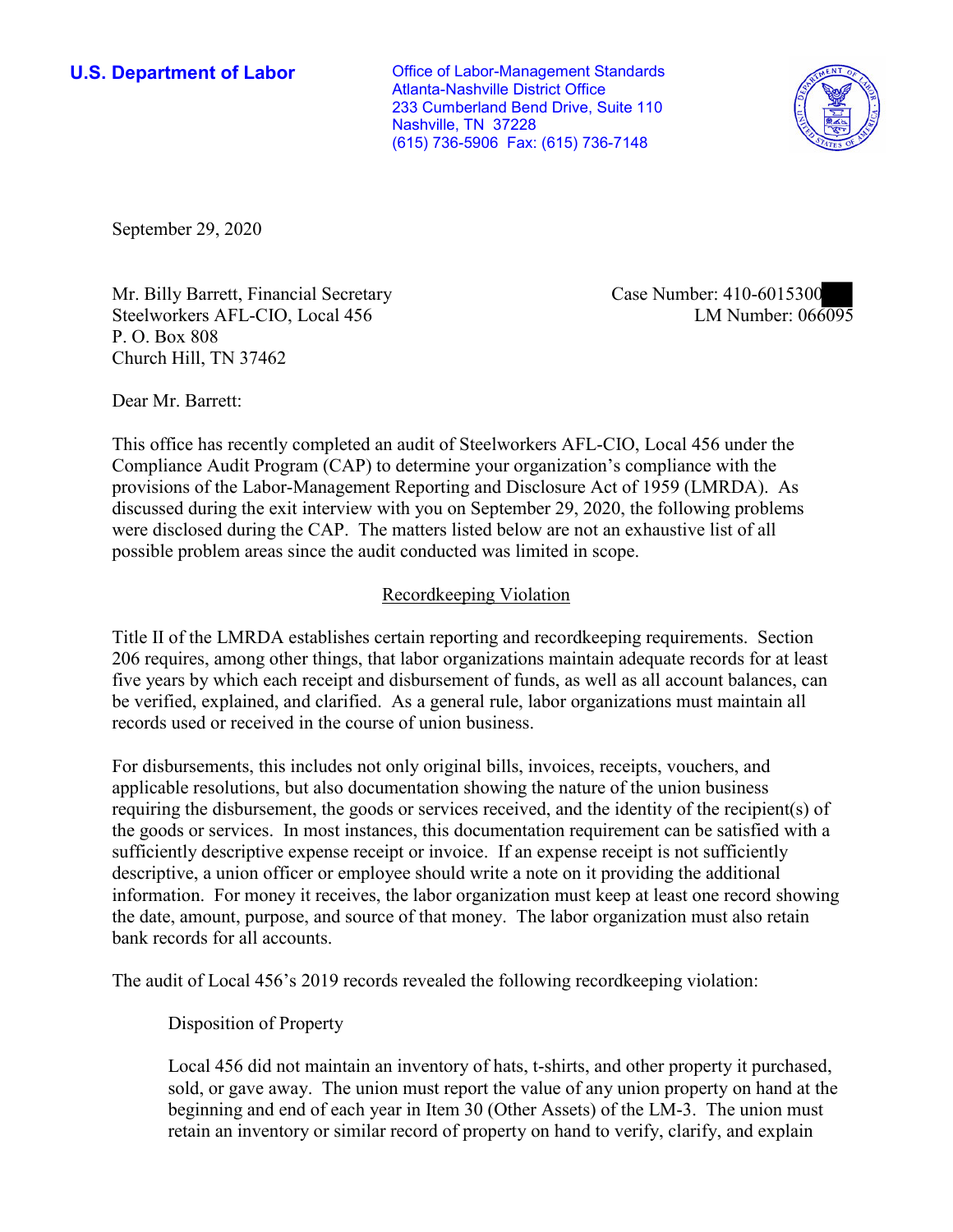**U.S. Department of Labor**

Office of Labor-Management Standards
Atlanta-Nashville District Office
233 Cumberland Bend Drive, Suite 110
Nashville, TN 37228
(615) 736-5906 Fax: (615) 736-7148

September 29, 2020

Mr. Billy Barrett, Financial Secretary
Steelworkers AFL-CIO, Local 456
P. O. Box 808
Church Hill, TN 37462

Case Number: 410-6015300
LM Number: 066095

Dear Mr. Barrett:

This office has recently completed an audit of Steelworkers AFL-CIO, Local 456 under the Compliance Audit Program (CAP) to determine your organization's compliance with the provisions of the Labor-Management Reporting and Disclosure Act of 1959 (LMRDA). As discussed during the exit interview with you on September 29, 2020, the following problems were disclosed during the CAP. The matters listed below are not an exhaustive list of all possible problem areas since the audit conducted was limited in scope.

## Recordkeeping Violation

Title II of the LMRDA establishes certain reporting and recordkeeping requirements. Section 206 requires, among other things, that labor organizations maintain adequate records for at least five years by which each receipt and disbursement of funds, as well as all account balances, can be verified, explained, and clarified. As a general rule, labor organizations must maintain all records used or received in the course of union business.

For disbursements, this includes not only original bills, invoices, receipts, vouchers, and applicable resolutions, but also documentation showing the nature of the union business requiring the disbursement, the goods or services received, and the identity of the recipient(s) of the goods or services. In most instances, this documentation requirement can be satisfied with a sufficiently descriptive expense receipt or invoice. If an expense receipt is not sufficiently descriptive, a union officer or employee should write a note on it providing the additional information. For money it receives, the labor organization must keep at least one record showing the date, amount, purpose, and source of that money. The labor organization must also retain bank records for all accounts.

The audit of Local 456's 2019 records revealed the following recordkeeping violation:

Disposition of Property

Local 456 did not maintain an inventory of hats, t-shirts, and other property it purchased, sold, or gave away. The union must report the value of any union property on hand at the beginning and end of each year in Item 30 (Other Assets) of the LM-3. The union must retain an inventory or similar record of property on hand to verify, clarify, and explain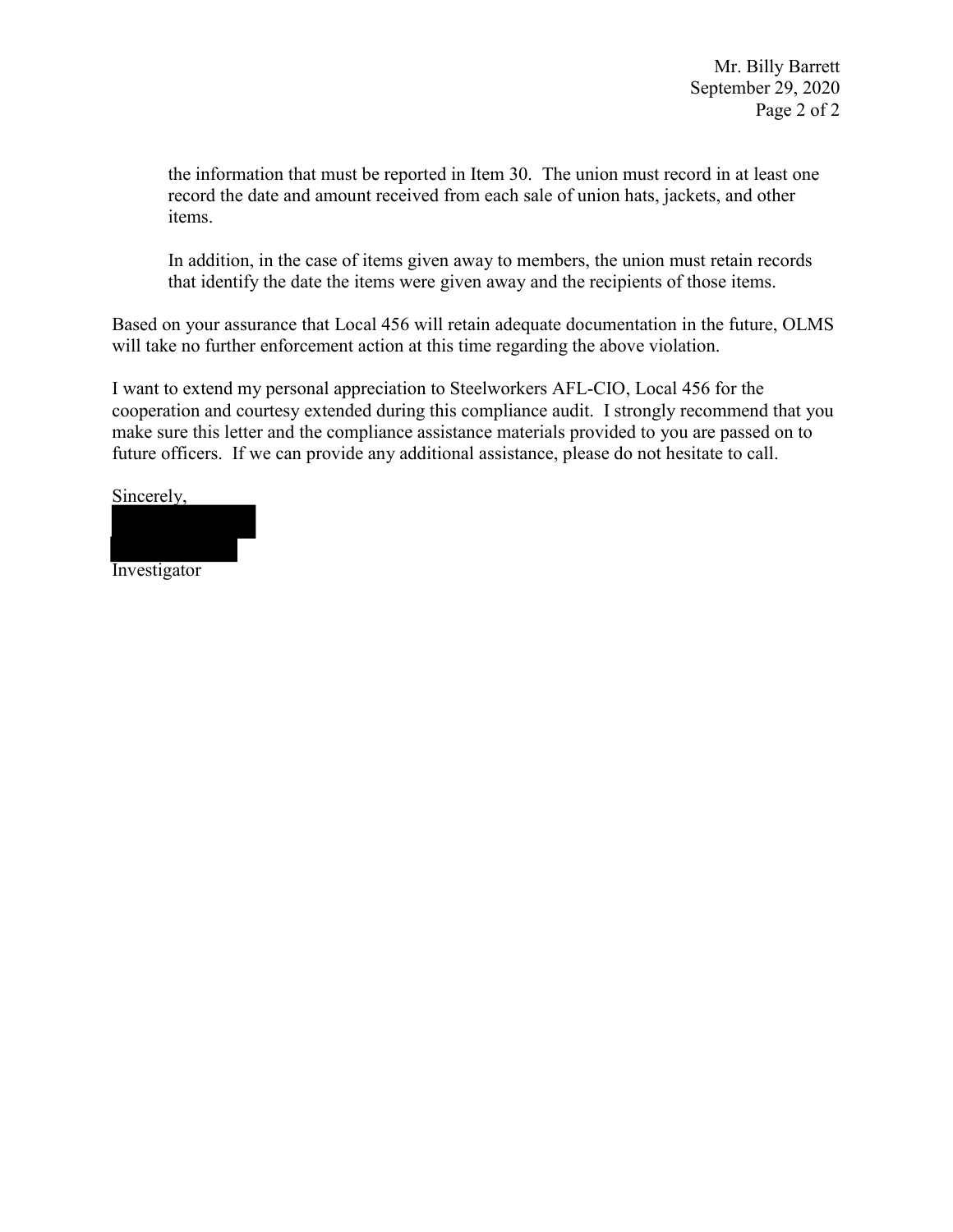the information that must be reported in Item 30. The union must record in at least one record the date and amount received from each sale of union hats, jackets, and other items.

In addition, in the case of items given away to members, the union must retain records that identify the date the items were given away and the recipients of those items.

Based on your assurance that Local 456 will retain adequate documentation in the future, OLMS will take no further enforcement action at this time regarding the above violation.

I want to extend my personal appreciation to Steelworkers AFL-CIO, Local 456 for the cooperation and courtesy extended during this compliance audit. I strongly recommend that you make sure this letter and the compliance assistance materials provided to you are passed on to future officers. If we can provide any additional assistance, please do not hesitate to call.

Sincerely,

Investigator